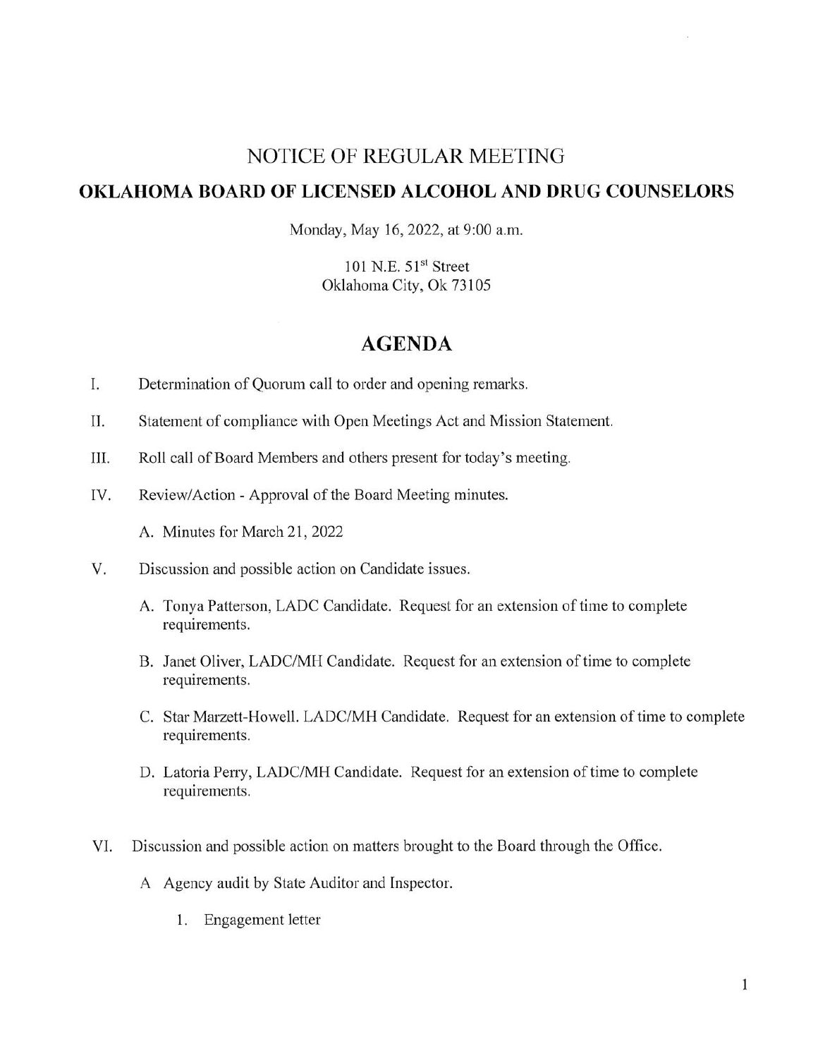# NOTICE OF REGULAR MEETING

## OKLAHOMA BOARD OF LICENSED ALCOHOL AND DRUG COUNSELORS

Monday, May 16, 2022, at 9:00 a.m.

101 N.E. 51st Street
Oklahoma City, Ok 73105

## AGENDA

I. Determination of Quorum call to order and opening remarks.

II. Statement of compliance with Open Meetings Act and Mission Statement.

III. Roll call of Board Members and others present for today's meeting.

IV. Review/Action - Approval of the Board Meeting minutes.

   A. Minutes for March 21, 2022

V. Discussion and possible action on Candidate issues.

   A. Tonya Patterson, LADC Candidate. Request for an extension of time to complete requirements.

   B. Janet Oliver, LADC/MH Candidate. Request for an extension of time to complete requirements.

   C. Star Marzett-Howell. LADC/MH Candidate. Request for an extension of time to complete requirements.

   D. Latoria Perry, LADC/MH Candidate. Request for an extension of time to complete requirements.

VI. Discussion and possible action on matters brought to the Board through the Office.

   A Agency audit by State Auditor and Inspector.

      1. Engagement letter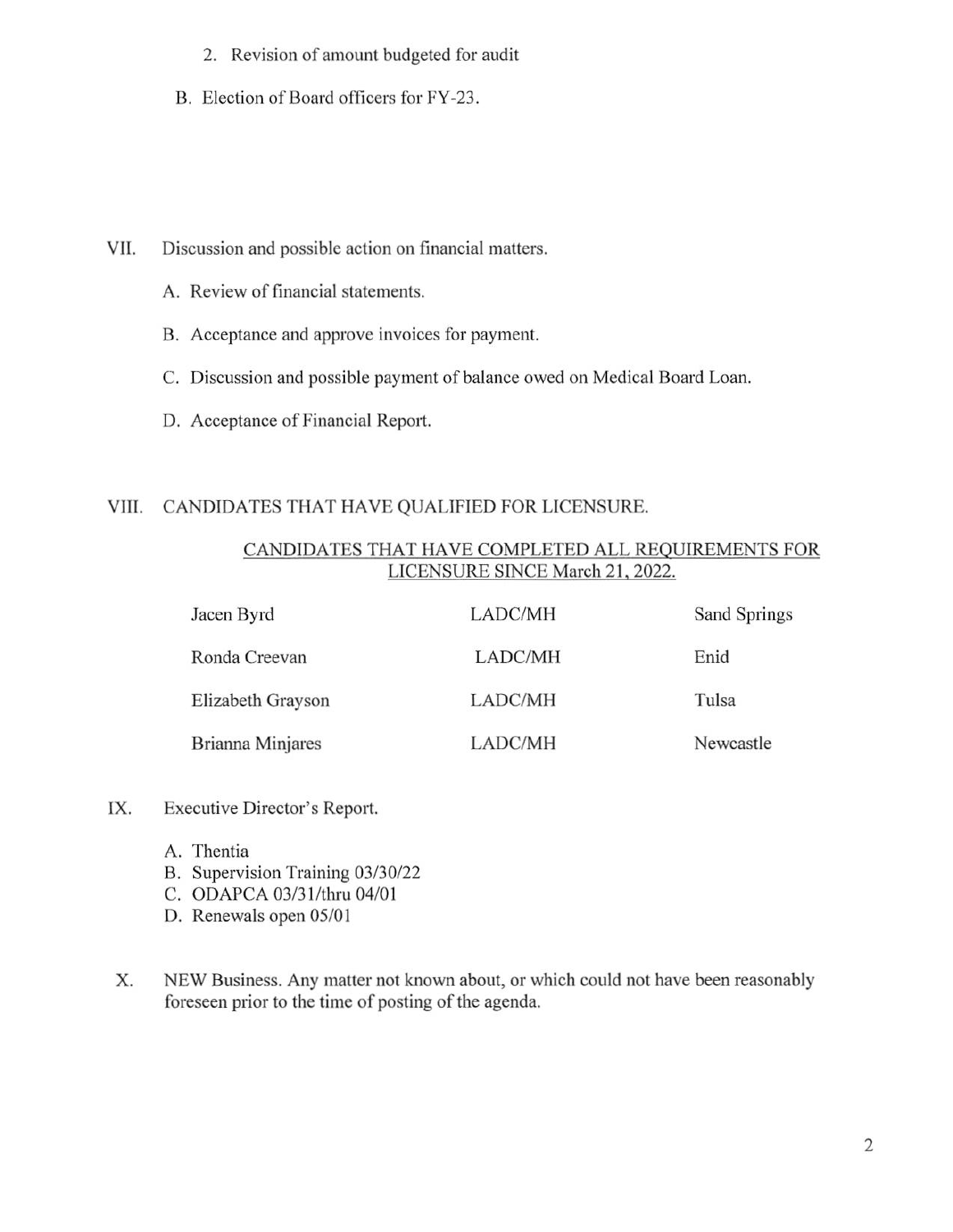2. Revision of amount budgeted for audit

B. Election of Board officers for FY-23.

VII. Discussion and possible action on financial matters.

A. Review of financial statements.

B. Acceptance and approve invoices for payment.

C. Discussion and possible payment of balance owed on Medical Board Loan.

D. Acceptance of Financial Report.

VIII. CANDIDATES THAT HAVE QUALIFIED FOR LICENSURE.

CANDIDATES THAT HAVE COMPLETED ALL REQUIREMENTS FOR LICENSURE SINCE March 21, 2022.

| | | |
|---|---|---|
| Jacen Byrd | LADC/MH | Sand Springs |
| Ronda Creevan | LADC/MH | Enid |
| Elizabeth Grayson | LADC/MH | Tulsa |
| Brianna Minjares | LADC/MH | Newcastle |

IX. Executive Director's Report.

A. Thentia
B. Supervision Training 03/30/22
C. ODAPCA 03/31/thru 04/01
D. Renewals open 05/01

X. NEW Business. Any matter not known about, or which could not have been reasonably foreseen prior to the time of posting of the agenda.